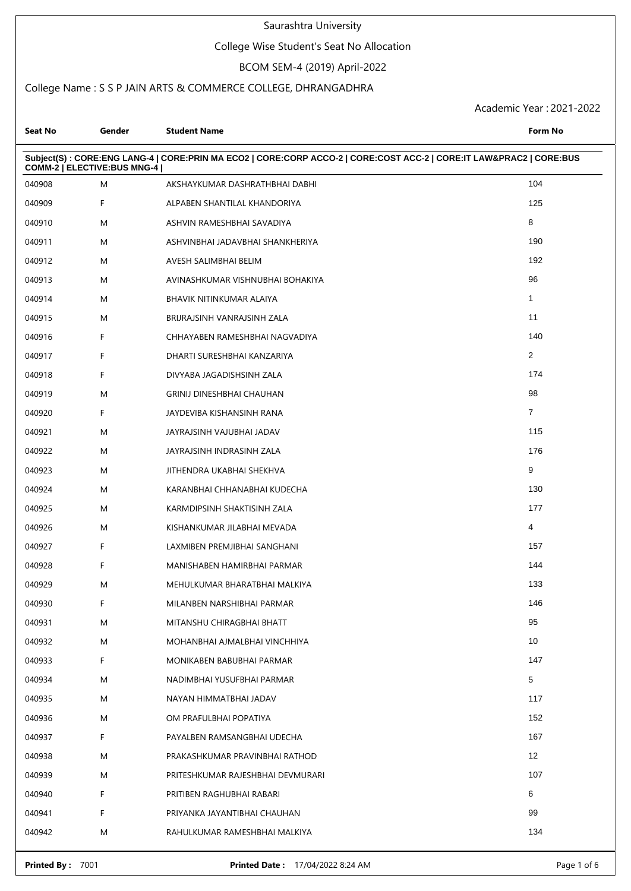# Saurashtra University

## College Wise Student's Seat No Allocation

### BCOM SEM-4 (2019) April-2022

### College Name : S S P JAIN ARTS & COMMERCE COLLEGE, DHRANGADHRA

Academic Year : 2021-2022

| Seat No | Gender | Student Name | Form No |
|---|---|---|---|
| **Subject(S) : CORE:ENG LANG-4 \| CORE:PRIN MA ECO2 \| CORE:CORP ACCO-2 \| CORE:COST ACC-2 \| CORE:IT LAW&PRAC2 \| CORE:BUS COMM-2 \| ELECTIVE:BUS MNG-4 \|** | | | |
| 040908 | M | AKSHAYKUMAR DASHRATHBHAI DABHI | 104 |
| 040909 | F | ALPABEN SHANTILAL KHANDORIYA | 125 |
| 040910 | M | ASHVIN RAMESHBHAI SAVADIYA | 8 |
| 040911 | M | ASHVINBHAI JADAVBHAI SHANKHERIYA | 190 |
| 040912 | M | AVESH SALIMBHAI BELIM | 192 |
| 040913 | M | AVINASHKUMAR VISHNUBHAI BOHAKIYA | 96 |
| 040914 | M | BHAVIK NITINKUMAR ALAIYA | 1 |
| 040915 | M | BRIJRAJSINH VANRAJSINH ZALA | 11 |
| 040916 | F | CHHAYABEN RAMESHBHAI NAGVADIYA | 140 |
| 040917 | F | DHARTI SURESHBHAI KANZARIYA | 2 |
| 040918 | F | DIVYABA JAGADISHSINH ZALA | 174 |
| 040919 | M | GRINIJ DINESHBHAI CHAUHAN | 98 |
| 040920 | F | JAYDEVIBA KISHANSINH RANA | 7 |
| 040921 | M | JAYRAJSINH VAJUBHAI JADAV | 115 |
| 040922 | M | JAYRAJSINH INDRASINH ZALA | 176 |
| 040923 | M | JITHENDRA UKABHAI SHEKHVA | 9 |
| 040924 | M | KARANBHAI CHHANABHAI KUDECHA | 130 |
| 040925 | M | KARMDIPSINH SHAKTISINH ZALA | 177 |
| 040926 | M | KISHANKUMAR JILABHAI MEVADA | 4 |
| 040927 | F | LAXMIBEN PREMJIBHAI SANGHANI | 157 |
| 040928 | F | MANISHABEN HAMIRBHAI PARMAR | 144 |
| 040929 | M | MEHULKUMAR BHARATBHAI MALKIYA | 133 |
| 040930 | F | MILANBEN NARSHIBHAI PARMAR | 146 |
| 040931 | M | MITANSHU CHIRAGBHAI BHATT | 95 |
| 040932 | M | MOHANBHAI AJMALBHAI VINCHHIYA | 10 |
| 040933 | F | MONIKABEN BABUBHAI PARMAR | 147 |
| 040934 | M | NADIMBHAI YUSUFBHAI PARMAR | 5 |
| 040935 | M | NAYAN HIMMATBHAI JADAV | 117 |
| 040936 | M | OM PRAFULBHAI POPATIYA | 152 |
| 040937 | F | PAYALBEN RAMSANGBHAI UDECHA | 167 |
| 040938 | M | PRAKASHKUMAR PRAVINBHAI RATHOD | 12 |
| 040939 | M | PRITESHKUMAR RAJESHBHAI DEVMURARI | 107 |
| 040940 | F | PRITIBEN RAGHUBHAI RABARI | 6 |
| 040941 | F | PRIYANKA JAYANTIBHAI CHAUHAN | 99 |
| 040942 | M | RAHULKUMAR RAMESHBHAI MALKIYA | 134 |

**Printed By :** 7001 **Printed Date :** 17/04/2022 8:24 AM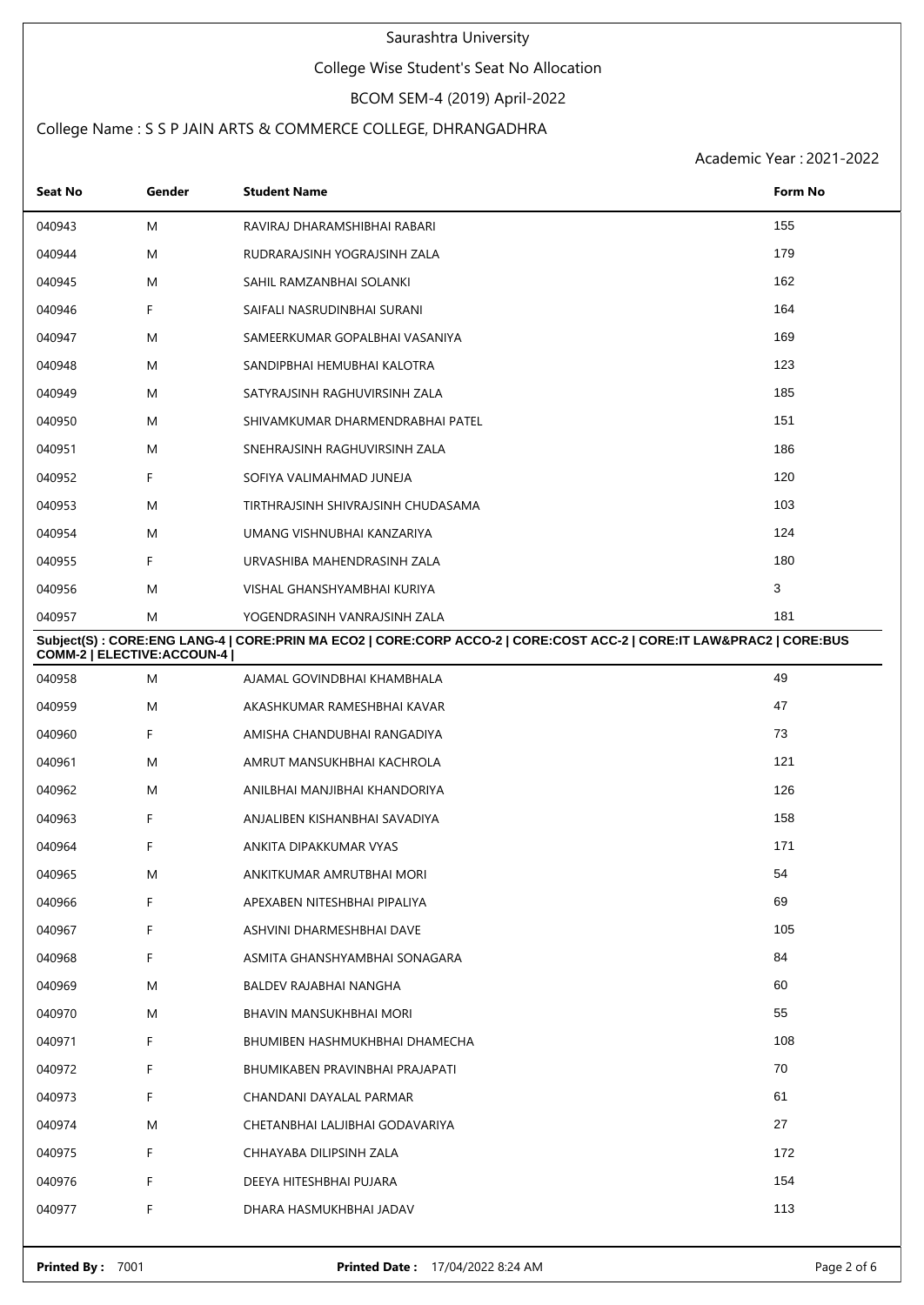Saurashtra University

College Wise Student's Seat No Allocation

BCOM SEM-4 (2019) April-2022

College Name : S S P JAIN ARTS & COMMERCE COLLEGE, DHRANGADHRA

Academic Year : 2021-2022

| Seat No | Gender | Student Name | Form No |
|---|---|---|---|
| 040943 | M | RAVIRAJ DHARAMSHIBHAI RABARI | 155 |
| 040944 | M | RUDRARAJSINH YOGRAJSINH ZALA | 179 |
| 040945 | M | SAHIL RAMZANBHAI SOLANKI | 162 |
| 040946 | F | SAIFALI NASRUDINBHAI SURANI | 164 |
| 040947 | M | SAMEERKUMAR GOPALBHAI VASANIYA | 169 |
| 040948 | M | SANDIPBHAI HEMUBHAI KALOTRA | 123 |
| 040949 | M | SATYRAJSINH RAGHUVIRSINH ZALA | 185 |
| 040950 | M | SHIVAMKUMAR DHARMENDRABHAI PATEL | 151 |
| 040951 | M | SNEHRAJSINH RAGHUVIRSINH ZALA | 186 |
| 040952 | F | SOFIYA VALIMAHMAD JUNEJA | 120 |
| 040953 | M | TIRTHRAJSINH SHIVRAJSINH CHUDASAMA | 103 |
| 040954 | M | UMANG VISHNUBHAI KANZARIYA | 124 |
| 040955 | F | URVASHIBA MAHENDRASINH ZALA | 180 |
| 040956 | M | VISHAL GHANSHYAMBHAI KURIYA | 3 |
| 040957 | M | YOGENDRASINH VANRAJSINH ZALA | 181 |

**Subject(S) : CORE:ENG LANG-4 | CORE:PRIN MA ECO2 | CORE:CORP ACCO-2 | CORE:COST ACC-2 | CORE:IT LAW&PRAC2 | CORE:BUS COMM-2 | ELECTIVE:ACCOUN-4 |**

| Seat No | Gender | Student Name | Form No |
|---|---|---|---|
| 040958 | M | AJAMAL GOVINDBHAI KHAMBHALA | 49 |
| 040959 | M | AKASHKUMAR RAMESHBHAI KAVAR | 47 |
| 040960 | F | AMISHA CHANDUBHAI RANGADIYA | 73 |
| 040961 | M | AMRUT MANSUKHBHAI KACHROLA | 121 |
| 040962 | M | ANILBHAI MANJIBHAI KHANDORIYA | 126 |
| 040963 | F | ANJALIBEN KISHANBHAI SAVADIYA | 158 |
| 040964 | F | ANKITA DIPAKKUMAR VYAS | 171 |
| 040965 | M | ANKITKUMAR AMRUTBHAI MORI | 54 |
| 040966 | F | APEXABEN NITESHBHAI PIPALIYA | 69 |
| 040967 | F | ASHVINI DHARMESHBHAI DAVE | 105 |
| 040968 | F | ASMITA GHANSHYAMBHAI SONAGARA | 84 |
| 040969 | M | BALDEV RAJABHAI NANGHA | 60 |
| 040970 | M | BHAVIN MANSUKHBHAI MORI | 55 |
| 040971 | F | BHUMIBEN HASHMUKHBHAI DHAMECHA | 108 |
| 040972 | F | BHUMIKABEN PRAVINBHAI PRAJAPATI | 70 |
| 040973 | F | CHANDANI DAYALAL PARMAR | 61 |
| 040974 | M | CHETANBHAI LALJIBHAI GODAVARIYA | 27 |
| 040975 | F | CHHAYABA DILIPSINH ZALA | 172 |
| 040976 | F | DEEYA HITESHBHAI PUJARA | 154 |
| 040977 | F | DHARA HASMUKHBHAI JADAV | 113 |

**Printed By :** 7001 **Printed Date :** 17/04/2022 8:24 AM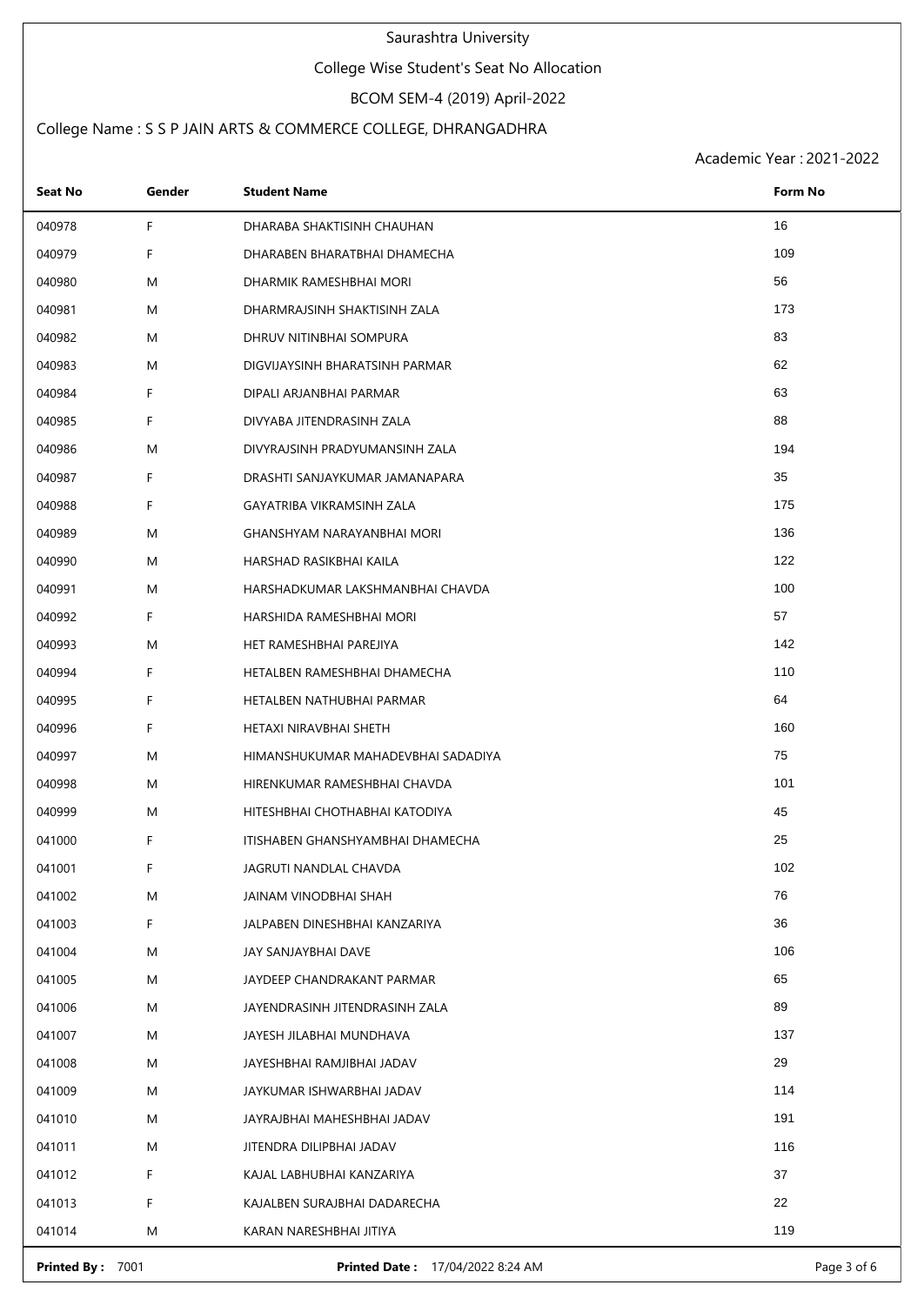Saurashtra University

College Wise Student's Seat No Allocation

BCOM SEM-4 (2019) April-2022

College Name : S S P JAIN ARTS & COMMERCE COLLEGE, DHRANGADHRA

Academic Year : 2021-2022

| Seat No | Gender | Student Name | Form No |
|---|---|---|---|
| 040978 | F | DHARABA SHAKTISINH CHAUHAN | 16 |
| 040979 | F | DHARABEN BHARATBHAI DHAMECHA | 109 |
| 040980 | M | DHARMIK RAMESHBHAI MORI | 56 |
| 040981 | M | DHARMRAJSINH SHAKTISINH ZALA | 173 |
| 040982 | M | DHRUV NITINBHAI SOMPURA | 83 |
| 040983 | M | DIGVIJAYSINH BHARATSINH PARMAR | 62 |
| 040984 | F | DIPALI ARJANBHAI PARMAR | 63 |
| 040985 | F | DIVYABA JITENDRASINH ZALA | 88 |
| 040986 | M | DIVYRAJSINH PRADYUMANSINH ZALA | 194 |
| 040987 | F | DRASHTI SANJAYKUMAR JAMANAPARA | 35 |
| 040988 | F | GAYATRIBA VIKRAMSINH ZALA | 175 |
| 040989 | M | GHANSHYAM NARAYANBHAI MORI | 136 |
| 040990 | M | HARSHAD RASIKBHAI KAILA | 122 |
| 040991 | M | HARSHADKUMAR LAKSHMANBHAI CHAVDA | 100 |
| 040992 | F | HARSHIDA RAMESHBHAI MORI | 57 |
| 040993 | M | HET RAMESHBHAI PAREJIYA | 142 |
| 040994 | F | HETALBEN RAMESHBHAI DHAMECHA | 110 |
| 040995 | F | HETALBEN NATHUBHAI PARMAR | 64 |
| 040996 | F | HETAXI NIRAVBHAI SHETH | 160 |
| 040997 | M | HIMANSHUKUMAR MAHADEVBHAI SADADIYA | 75 |
| 040998 | M | HIRENKUMAR RAMESHBHAI CHAVDA | 101 |
| 040999 | M | HITESHBHAI CHOTHABHAI KATODIYA | 45 |
| 041000 | F | ITISHABEN GHANSHYAMBHAI DHAMECHA | 25 |
| 041001 | F | JAGRUTI NANDLAL CHAVDA | 102 |
| 041002 | M | JAINAM VINODBHAI SHAH | 76 |
| 041003 | F | JALPABEN DINESHBHAI KANZARIYA | 36 |
| 041004 | M | JAY SANJAYBHAI DAVE | 106 |
| 041005 | M | JAYDEEP CHANDRAKANT PARMAR | 65 |
| 041006 | M | JAYENDRASINH JITENDRASINH ZALA | 89 |
| 041007 | M | JAYESH JILABHAI MUNDHAVA | 137 |
| 041008 | M | JAYESHBHAI RAMJIBHAI JADAV | 29 |
| 041009 | M | JAYKUMAR ISHWARBHAI JADAV | 114 |
| 041010 | M | JAYRAJBHAI MAHESHBHAI JADAV | 191 |
| 041011 | M | JITENDRA DILIPBHAI JADAV | 116 |
| 041012 | F | KAJAL LABHUBHAI KANZARIYA | 37 |
| 041013 | F | KAJALBEN SURAJBHAI DADARECHA | 22 |
| 041014 | M | KARAN NARESHBHAI JITIYA | 119 |

**Printed By :** 7001 **Printed Date :** 17/04/2022 8:24 AM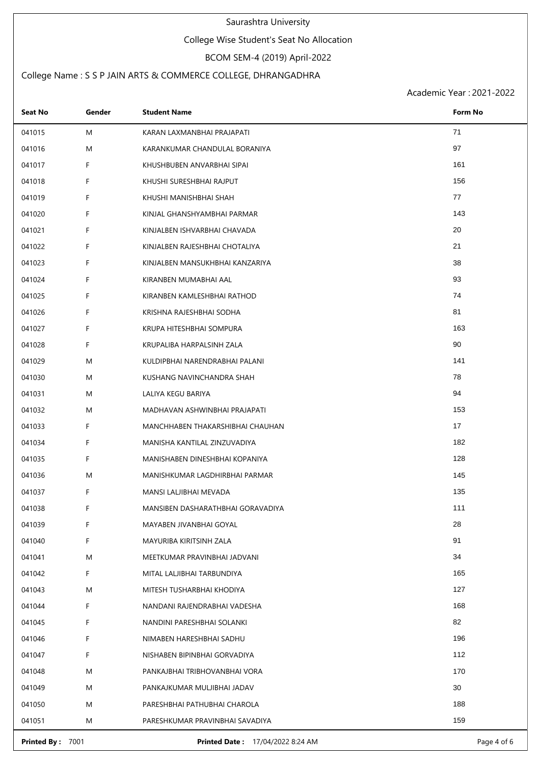Saurashtra University

College Wise Student's Seat No Allocation

BCOM SEM-4 (2019) April-2022

College Name : S S P JAIN ARTS & COMMERCE COLLEGE, DHRANGADHRA

Academic Year : 2021-2022

| Seat No | Gender | Student Name | Form No |
|---|---|---|---|
| 041015 | M | KARAN LAXMANBHAI PRAJAPATI | 71 |
| 041016 | M | KARANKUMAR CHANDULAL BORANIYA | 97 |
| 041017 | F | KHUSHBUBEN ANVARBHAI SIPAI | 161 |
| 041018 | F | KHUSHI SURESHBHAI RAJPUT | 156 |
| 041019 | F | KHUSHI MANISHBHAI SHAH | 77 |
| 041020 | F | KINJAL GHANSHYAMBHAI PARMAR | 143 |
| 041021 | F | KINJALBEN ISHVARBHAI CHAVADA | 20 |
| 041022 | F | KINJALBEN RAJESHBHAI CHOTALIYA | 21 |
| 041023 | F | KINJALBEN MANSUKHBHAI KANZARIYA | 38 |
| 041024 | F | KIRANBEN MUMABHAI AAL | 93 |
| 041025 | F | KIRANBEN KAMLESHBHAI RATHOD | 74 |
| 041026 | F | KRISHNA RAJESHBHAI SODHA | 81 |
| 041027 | F | KRUPA HITESHBHAI SOMPURA | 163 |
| 041028 | F | KRUPALIBA HARPALSINH ZALA | 90 |
| 041029 | M | KULDIPBHAI NARENDRABHAI PALANI | 141 |
| 041030 | M | KUSHANG NAVINCHANDRA SHAH | 78 |
| 041031 | M | LALIYA KEGU BARIYA | 94 |
| 041032 | M | MADHAVAN ASHWINBHAI PRAJAPATI | 153 |
| 041033 | F | MANCHHABEN THAKARSHIBHAI CHAUHAN | 17 |
| 041034 | F | MANISHA KANTILAL ZINZUVADIYA | 182 |
| 041035 | F | MANISHABEN DINESHBHAI KOPANIYA | 128 |
| 041036 | M | MANISHKUMAR LAGDHIRBHAI PARMAR | 145 |
| 041037 | F | MANSI LALJIBHAI MEVADA | 135 |
| 041038 | F | MANSIBEN DASHARATHBHAI GORAVADIYA | 111 |
| 041039 | F | MAYABEN JIVANBHAI GOYAL | 28 |
| 041040 | F | MAYURIBA KIRITSINH ZALA | 91 |
| 041041 | M | MEETKUMAR PRAVINBHAI JADVANI | 34 |
| 041042 | F | MITAL LALJIBHAI TARBUNDIYA | 165 |
| 041043 | M | MITESH TUSHARBHAI KHODIYA | 127 |
| 041044 | F | NANDANI RAJENDRABHAI VADESHA | 168 |
| 041045 | F | NANDINI PARESHBHAI SOLANKI | 82 |
| 041046 | F | NIMABEN HARESHBHAI SADHU | 196 |
| 041047 | F | NISHABEN BIPINBHAI GORVADIYA | 112 |
| 041048 | M | PANKAJBHAI TRIBHOVANBHAI VORA | 170 |
| 041049 | M | PANKAJKUMAR MULJIBHAI JADAV | 30 |
| 041050 | M | PARESHBHAI PATHUBHAI CHAROLA | 188 |
| 041051 | M | PARESHKUMAR PRAVINBHAI SAVADIYA | 159 |

**Printed By :** 7001 **Printed Date :** 17/04/2022 8:24 AM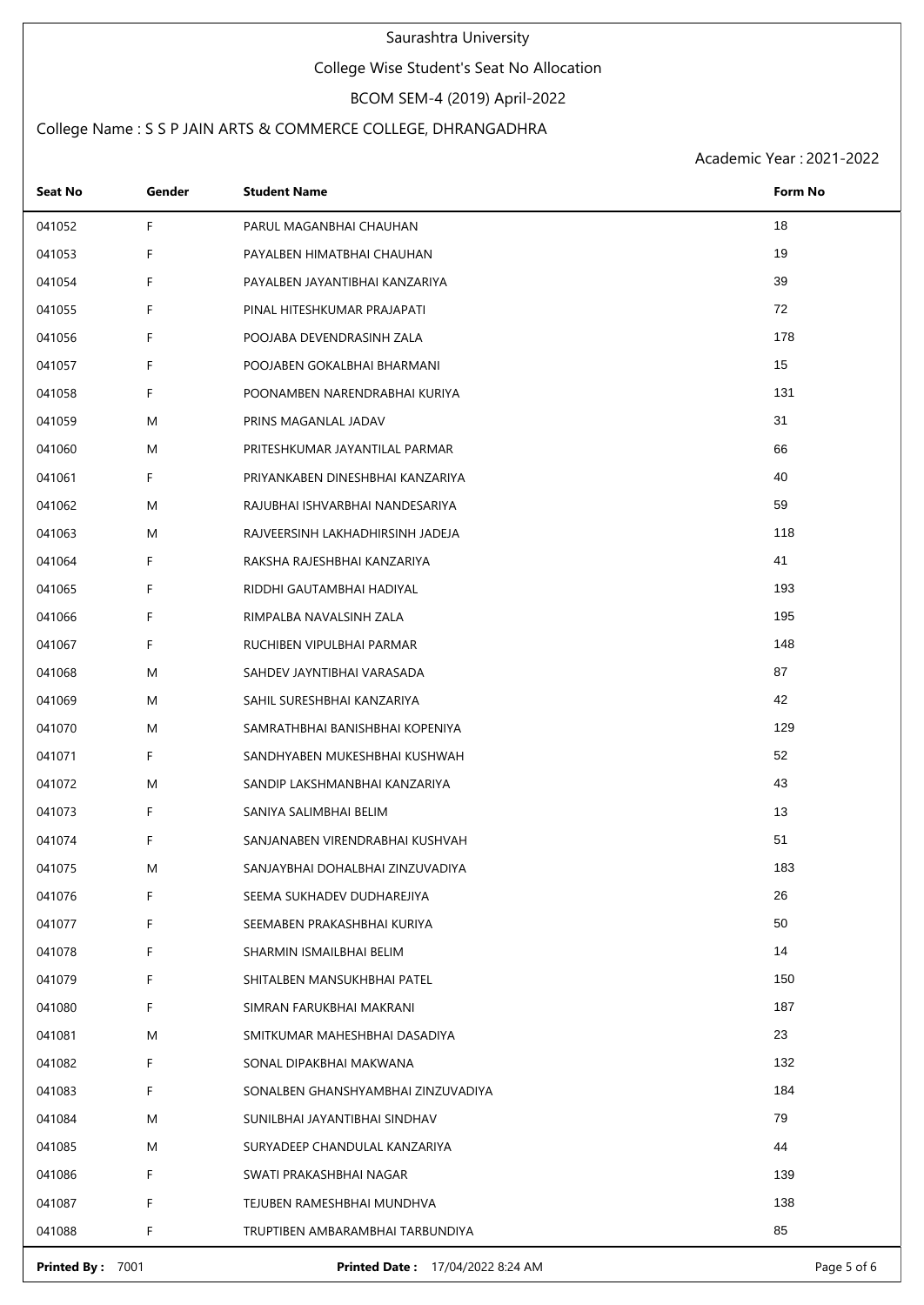Saurashtra University

College Wise Student's Seat No Allocation

BCOM SEM-4 (2019) April-2022

College Name : S S P JAIN ARTS & COMMERCE COLLEGE, DHRANGADHRA

Academic Year : 2021-2022

| Seat No | Gender | Student Name | Form No |
|---|---|---|---|
| 041052 | F | PARUL MAGANBHAI CHAUHAN | 18 |
| 041053 | F | PAYALBEN HIMATBHAI CHAUHAN | 19 |
| 041054 | F | PAYALBEN JAYANTIBHAI KANZARIYA | 39 |
| 041055 | F | PINAL HITESHKUMAR PRAJAPATI | 72 |
| 041056 | F | POOJABA DEVENDRASINH ZALA | 178 |
| 041057 | F | POOJABEN GOKALBHAI BHARMANI | 15 |
| 041058 | F | POONAMBEN NARENDRABHAI KURIYA | 131 |
| 041059 | M | PRINS MAGANLAL JADAV | 31 |
| 041060 | M | PRITESHKUMAR JAYANTILAL PARMAR | 66 |
| 041061 | F | PRIYANKABEN DINESHBHAI KANZARIYA | 40 |
| 041062 | M | RAJUBHAI ISHVARBHAI NANDESARIYA | 59 |
| 041063 | M | RAJVEERSINH LAKHADHIRSINH JADEJA | 118 |
| 041064 | F | RAKSHA RAJESHBHAI KANZARIYA | 41 |
| 041065 | F | RIDDHI GAUTAMBHAI HADIYAL | 193 |
| 041066 | F | RIMPALBA NAVALSINH ZALA | 195 |
| 041067 | F | RUCHIBEN VIPULBHAI PARMAR | 148 |
| 041068 | M | SAHDEV JAYNTIBHAI VARASADA | 87 |
| 041069 | M | SAHIL SURESHBHAI KANZARIYA | 42 |
| 041070 | M | SAMRATHBHAI BANISHBHAI KOPENIYA | 129 |
| 041071 | F | SANDHYABEN MUKESHBHAI KUSHWAH | 52 |
| 041072 | M | SANDIP LAKSHMANBHAI KANZARIYA | 43 |
| 041073 | F | SANIYA SALIMBHAI BELIM | 13 |
| 041074 | F | SANJANABEN VIRENDRABHAI KUSHVAH | 51 |
| 041075 | M | SANJAYBHAI DOHALBHAI ZINZUVADIYA | 183 |
| 041076 | F | SEEMA SUKHADEV DUDHAREJIYA | 26 |
| 041077 | F | SEEMABEN PRAKASHBHAI KURIYA | 50 |
| 041078 | F | SHARMIN ISMAILBHAI BELIM | 14 |
| 041079 | F | SHITALBEN MANSUKHBHAI PATEL | 150 |
| 041080 | F | SIMRAN FARUKBHAI MAKRANI | 187 |
| 041081 | M | SMITKUMAR MAHESHBHAI DASADIYA | 23 |
| 041082 | F | SONAL DIPAKBHAI MAKWANA | 132 |
| 041083 | F | SONALBEN GHANSHYAMBHAI ZINZUVADIYA | 184 |
| 041084 | M | SUNILBHAI JAYANTIBHAI SINDHAV | 79 |
| 041085 | M | SURYADEEP CHANDULAL KANZARIYA | 44 |
| 041086 | F | SWATI PRAKASHBHAI NAGAR | 139 |
| 041087 | F | TEJUBEN RAMESHBHAI MUNDHVA | 138 |
| 041088 | F | TRUPTIBEN AMBARAMBHAI TARBUNDIYA | 85 |

**Printed By :** 7001 **Printed Date :** 17/04/2022 8:24 AM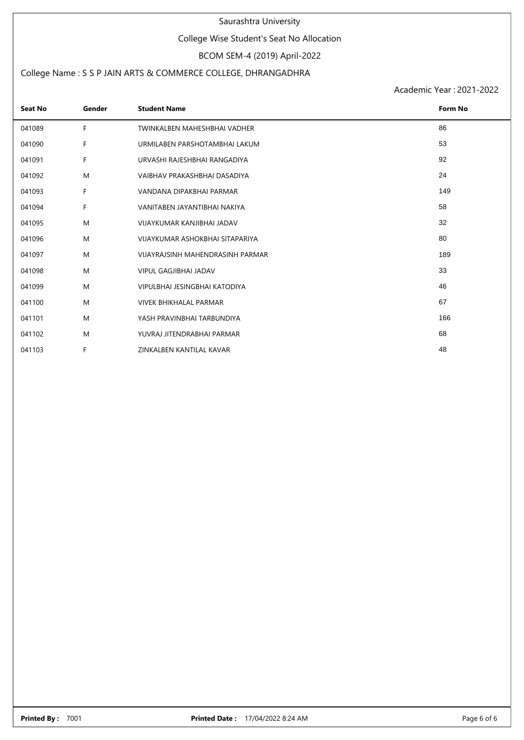Saurashtra University

College Wise Student's Seat No Allocation

BCOM SEM-4 (2019) April-2022

College Name : S S P JAIN ARTS & COMMERCE COLLEGE, DHRANGADHRA

Academic Year : 2021-2022

| Seat No | Gender | Student Name | Form No |
|---|---|---|---|
| 041089 | F | TWINKALBEN MAHESHBHAI VADHER | 86 |
| 041090 | F | URMILABEN PARSHOTAMBHAI LAKUM | 53 |
| 041091 | F | URVASHI RAJESHBHAI RANGADIYA | 92 |
| 041092 | M | VAIBHAV PRAKASHBHAI DASADIYA | 24 |
| 041093 | F | VANDANA DIPAKBHAI PARMAR | 149 |
| 041094 | F | VANITABEN JAYANTIBHAI NAKIYA | 58 |
| 041095 | M | VIJAYKUMAR KANJIBHAI JADAV | 32 |
| 041096 | M | VIJAYKUMAR ASHOKBHAI SITAPARIYA | 80 |
| 041097 | M | VIJAYRAJSINH MAHENDRASINH PARMAR | 189 |
| 041098 | M | VIPUL GAGJIBHAI JADAV | 33 |
| 041099 | M | VIPULBHAI JESINGBHAI KATODIYA | 46 |
| 041100 | M | VIVEK BHIKHALAL PARMAR | 67 |
| 041101 | M | YASH PRAVINBHAI TARBUNDIYA | 166 |
| 041102 | M | YUVRAJ JITENDRABHAI PARMAR | 68 |
| 041103 | F | ZINKALBEN KANTILAL KAVAR | 48 |

**Printed By :** 7001 **Printed Date :** 17/04/2022 8:24 AM